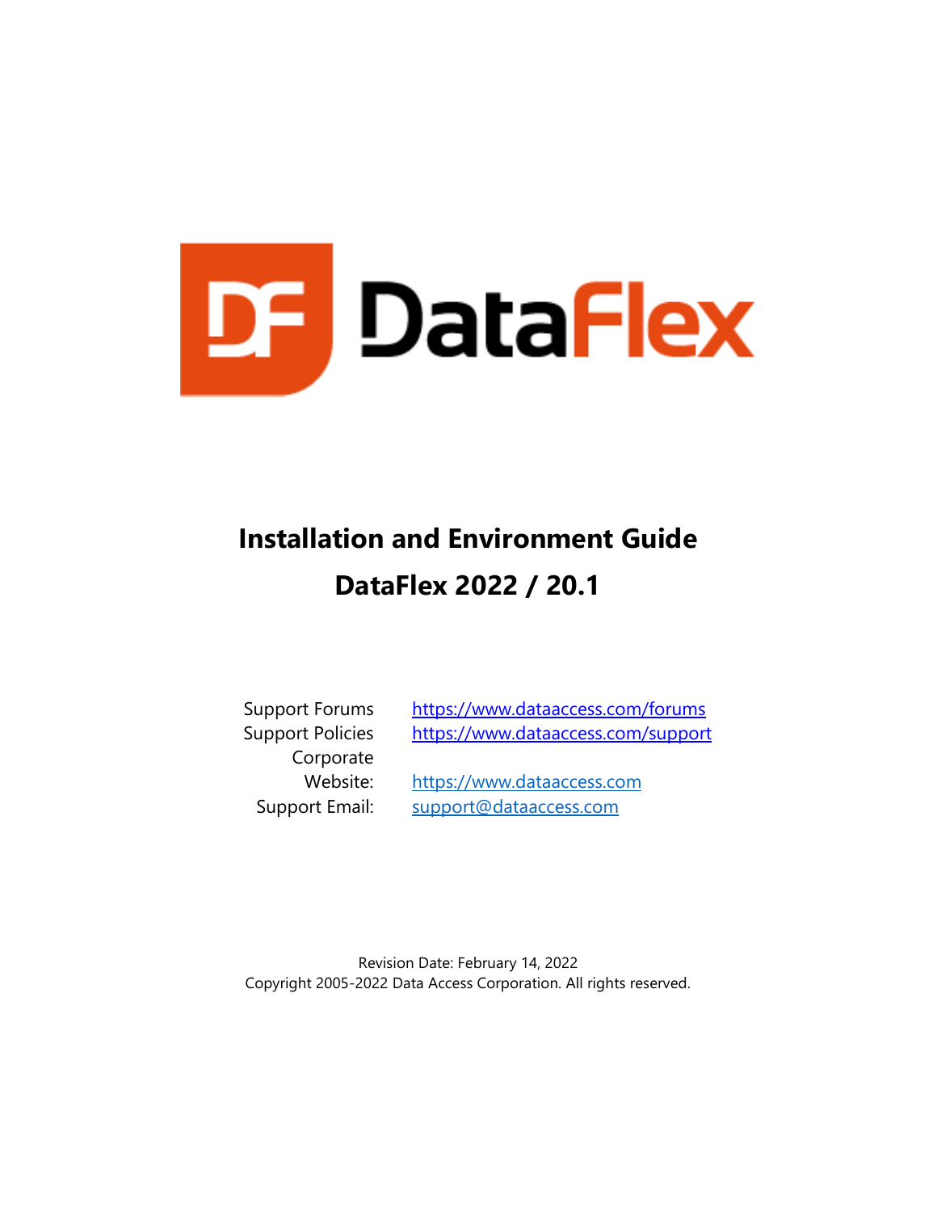DataFlex

# Installation and Environment Guide

# DataFlex 2022 / 20.1

| | |
|---|---|
| Support Forums | https://www.dataaccess.com/forums |
| Support Policies | https://www.dataaccess.com/support |
| Corporate Website: | https://www.dataaccess.com |
| Support Email: | support@dataaccess.com |

Revision Date: February 14, 2022

Copyright 2005-2022 Data Access Corporation. All rights reserved.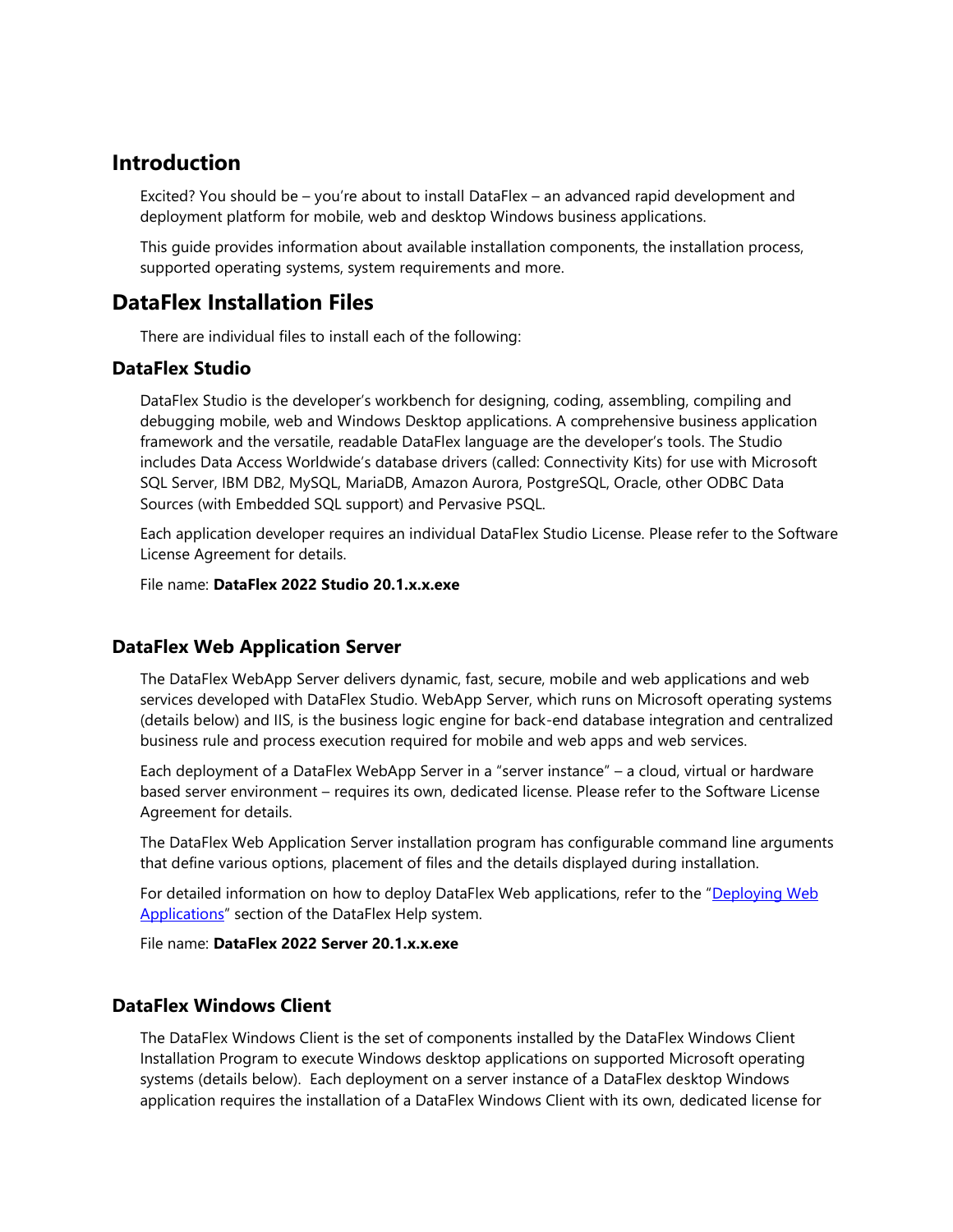## Introduction

Excited? You should be – you're about to install DataFlex – an advanced rapid development and deployment platform for mobile, web and desktop Windows business applications.

This guide provides information about available installation components, the installation process, supported operating systems, system requirements and more.

## DataFlex Installation Files

There are individual files to install each of the following:

### DataFlex Studio

DataFlex Studio is the developer's workbench for designing, coding, assembling, compiling and debugging mobile, web and Windows Desktop applications. A comprehensive business application framework and the versatile, readable DataFlex language are the developer's tools. The Studio includes Data Access Worldwide's database drivers (called: Connectivity Kits) for use with Microsoft SQL Server, IBM DB2, MySQL, MariaDB, Amazon Aurora, PostgreSQL, Oracle, other ODBC Data Sources (with Embedded SQL support) and Pervasive PSQL.

Each application developer requires an individual DataFlex Studio License. Please refer to the Software License Agreement for details.

File name: **DataFlex 2022 Studio 20.1.x.x.exe**

### DataFlex Web Application Server

The DataFlex WebApp Server delivers dynamic, fast, secure, mobile and web applications and web services developed with DataFlex Studio. WebApp Server, which runs on Microsoft operating systems (details below) and IIS, is the business logic engine for back-end database integration and centralized business rule and process execution required for mobile and web apps and web services.

Each deployment of a DataFlex WebApp Server in a "server instance" – a cloud, virtual or hardware based server environment – requires its own, dedicated license. Please refer to the Software License Agreement for details.

The DataFlex Web Application Server installation program has configurable command line arguments that define various options, placement of files and the details displayed during installation.

For detailed information on how to deploy DataFlex Web applications, refer to the "Deploying Web Applications" section of the DataFlex Help system.

File name: **DataFlex 2022 Server 20.1.x.x.exe**

### DataFlex Windows Client

The DataFlex Windows Client is the set of components installed by the DataFlex Windows Client Installation Program to execute Windows desktop applications on supported Microsoft operating systems (details below). Each deployment on a server instance of a DataFlex desktop Windows application requires the installation of a DataFlex Windows Client with its own, dedicated license for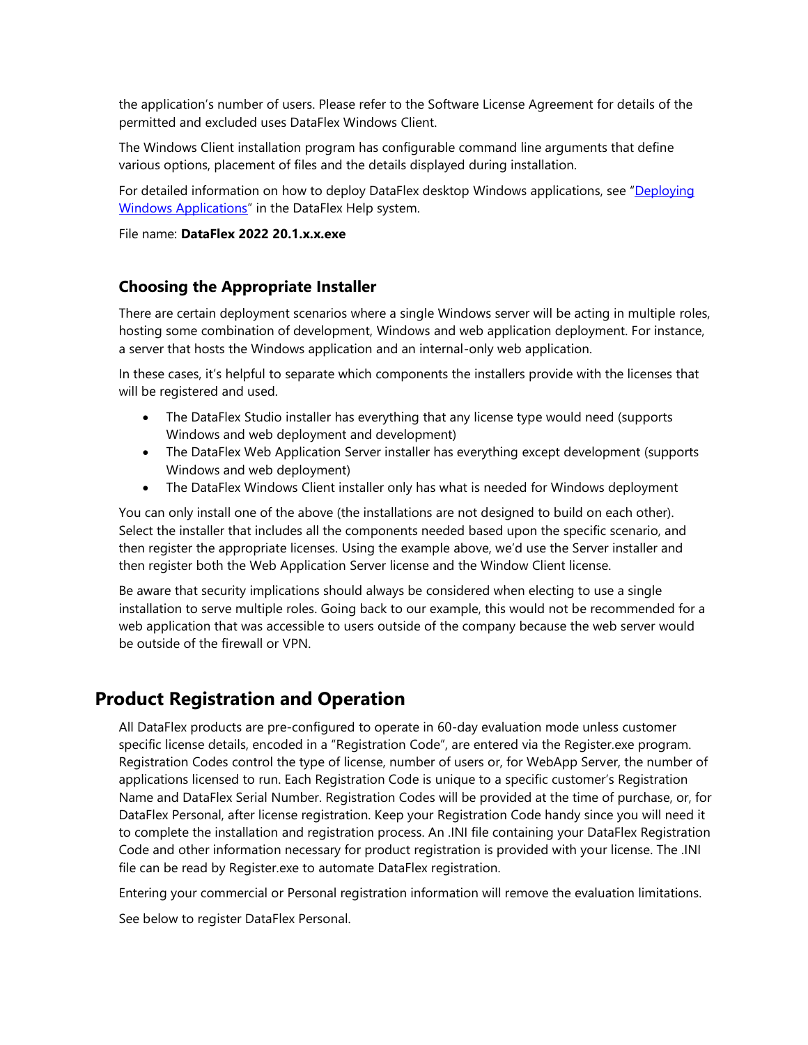the application's number of users. Please refer to the Software License Agreement for details of the permitted and excluded uses DataFlex Windows Client.

The Windows Client installation program has configurable command line arguments that define various options, placement of files and the details displayed during installation.

For detailed information on how to deploy DataFlex desktop Windows applications, see "[Deploying Windows Applications]" in the DataFlex Help system.

File name: **DataFlex 2022 20.1.x.x.exe**

### Choosing the Appropriate Installer

There are certain deployment scenarios where a single Windows server will be acting in multiple roles, hosting some combination of development, Windows and web application deployment. For instance, a server that hosts the Windows application and an internal-only web application.

In these cases, it's helpful to separate which components the installers provide with the licenses that will be registered and used.

- The DataFlex Studio installer has everything that any license type would need (supports Windows and web deployment and development)
- The DataFlex Web Application Server installer has everything except development (supports Windows and web deployment)
- The DataFlex Windows Client installer only has what is needed for Windows deployment

You can only install one of the above (the installations are not designed to build on each other). Select the installer that includes all the components needed based upon the specific scenario, and then register the appropriate licenses. Using the example above, we'd use the Server installer and then register both the Web Application Server license and the Window Client license.

Be aware that security implications should always be considered when electing to use a single installation to serve multiple roles. Going back to our example, this would not be recommended for a web application that was accessible to users outside of the company because the web server would be outside of the firewall or VPN.

## Product Registration and Operation

All DataFlex products are pre-configured to operate in 60-day evaluation mode unless customer specific license details, encoded in a "Registration Code", are entered via the Register.exe program. Registration Codes control the type of license, number of users or, for WebApp Server, the number of applications licensed to run. Each Registration Code is unique to a specific customer's Registration Name and DataFlex Serial Number. Registration Codes will be provided at the time of purchase, or, for DataFlex Personal, after license registration. Keep your Registration Code handy since you will need it to complete the installation and registration process. An .INI file containing your DataFlex Registration Code and other information necessary for product registration is provided with your license. The .INI file can be read by Register.exe to automate DataFlex registration.

Entering your commercial or Personal registration information will remove the evaluation limitations.

See below to register DataFlex Personal.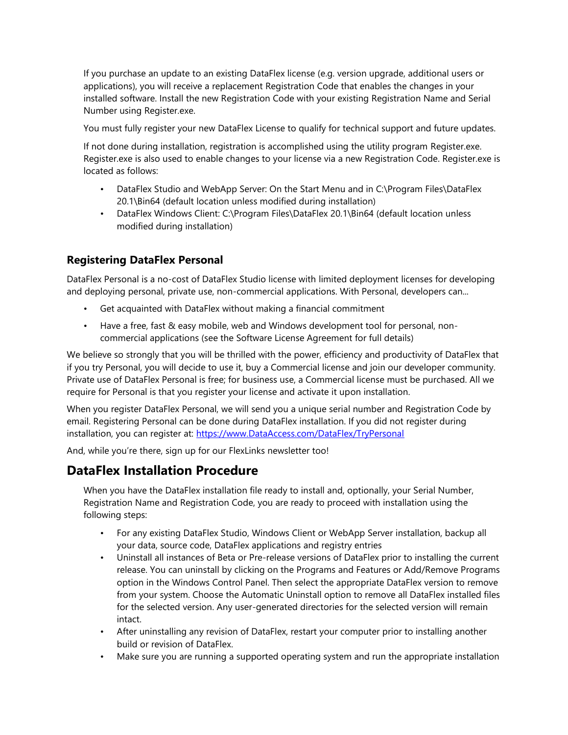If you purchase an update to an existing DataFlex license (e.g. version upgrade, additional users or applications), you will receive a replacement Registration Code that enables the changes in your installed software. Install the new Registration Code with your existing Registration Name and Serial Number using Register.exe.

You must fully register your new DataFlex License to qualify for technical support and future updates.

If not done during installation, registration is accomplished using the utility program Register.exe. Register.exe is also used to enable changes to your license via a new Registration Code. Register.exe is located as follows:

- DataFlex Studio and WebApp Server: On the Start Menu and in C:\Program Files\DataFlex 20.1\Bin64 (default location unless modified during installation)
- DataFlex Windows Client: C:\Program Files\DataFlex 20.1\Bin64 (default location unless modified during installation)

### Registering DataFlex Personal

DataFlex Personal is a no-cost of DataFlex Studio license with limited deployment licenses for developing and deploying personal, private use, non-commercial applications. With Personal, developers can...

- Get acquainted with DataFlex without making a financial commitment
- Have a free, fast & easy mobile, web and Windows development tool for personal, non-commercial applications (see the Software License Agreement for full details)

We believe so strongly that you will be thrilled with the power, efficiency and productivity of DataFlex that if you try Personal, you will decide to use it, buy a Commercial license and join our developer community. Private use of DataFlex Personal is free; for business use, a Commercial license must be purchased. All we require for Personal is that you register your license and activate it upon installation.

When you register DataFlex Personal, we will send you a unique serial number and Registration Code by email. Registering Personal can be done during DataFlex installation. If you did not register during installation, you can register at: [https://www.DataAccess.com/DataFlex/TryPersonal](https://www.DataAccess.com/DataFlex/TryPersonal)

And, while you're there, sign up for our FlexLinks newsletter too!

## DataFlex Installation Procedure

When you have the DataFlex installation file ready to install and, optionally, your Serial Number, Registration Name and Registration Code, you are ready to proceed with installation using the following steps:

- For any existing DataFlex Studio, Windows Client or WebApp Server installation, backup all your data, source code, DataFlex applications and registry entries
- Uninstall all instances of Beta or Pre-release versions of DataFlex prior to installing the current release. You can uninstall by clicking on the Programs and Features or Add/Remove Programs option in the Windows Control Panel. Then select the appropriate DataFlex version to remove from your system. Choose the Automatic Uninstall option to remove all DataFlex installed files for the selected version. Any user-generated directories for the selected version will remain intact.
- After uninstalling any revision of DataFlex, restart your computer prior to installing another build or revision of DataFlex.
- Make sure you are running a supported operating system and run the appropriate installation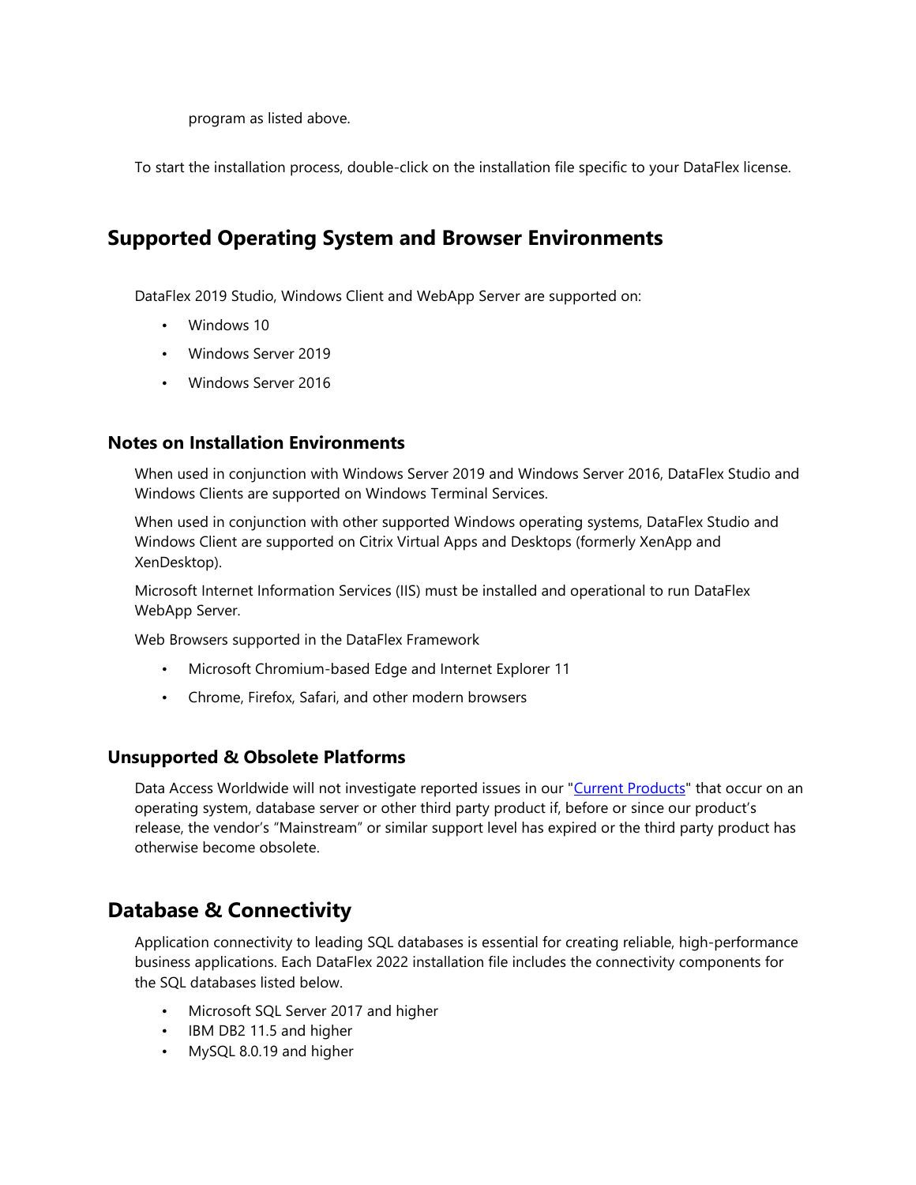program as listed above.

To start the installation process, double-click on the installation file specific to your DataFlex license.

## Supported Operating System and Browser Environments

DataFlex 2019 Studio, Windows Client and WebApp Server are supported on:

- Windows 10
- Windows Server 2019
- Windows Server 2016

### Notes on Installation Environments

When used in conjunction with Windows Server 2019 and Windows Server 2016, DataFlex Studio and Windows Clients are supported on Windows Terminal Services.

When used in conjunction with other supported Windows operating systems, DataFlex Studio and Windows Client are supported on Citrix Virtual Apps and Desktops (formerly XenApp and XenDesktop).

Microsoft Internet Information Services (IIS) must be installed and operational to run DataFlex WebApp Server.

Web Browsers supported in the DataFlex Framework

- Microsoft Chromium-based Edge and Internet Explorer 11
- Chrome, Firefox, Safari, and other modern browsers

### Unsupported & Obsolete Platforms

Data Access Worldwide will not investigate reported issues in our "Current Products" that occur on an operating system, database server or other third party product if, before or since our product's release, the vendor's "Mainstream" or similar support level has expired or the third party product has otherwise become obsolete.

## Database & Connectivity

Application connectivity to leading SQL databases is essential for creating reliable, high-performance business applications. Each DataFlex 2022 installation file includes the connectivity components for the SQL databases listed below.

- Microsoft SQL Server 2017 and higher
- IBM DB2 11.5 and higher
- MySQL 8.0.19 and higher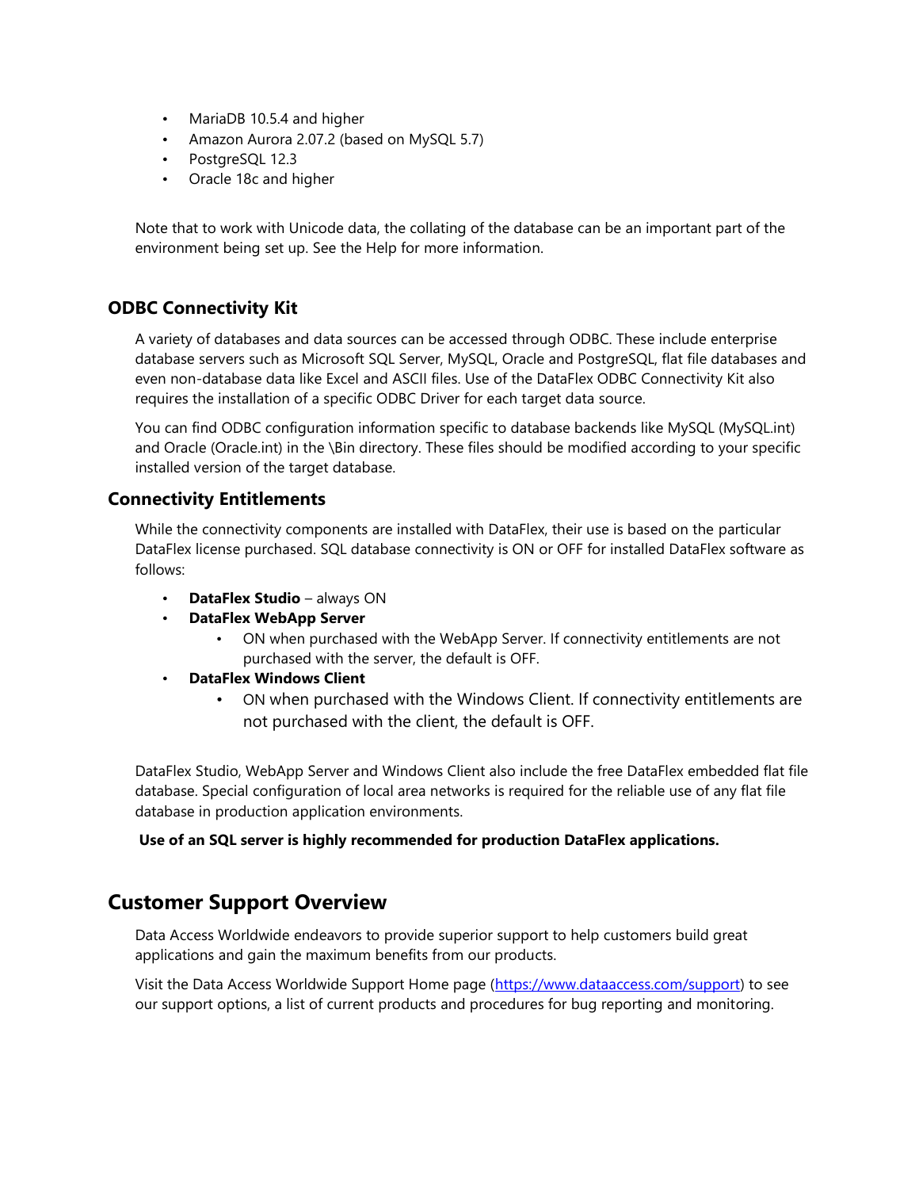- MariaDB 10.5.4 and higher
- Amazon Aurora 2.07.2 (based on MySQL 5.7)
- PostgreSQL 12.3
- Oracle 18c and higher

Note that to work with Unicode data, the collating of the database can be an important part of the environment being set up. See the Help for more information.

### ODBC Connectivity Kit

A variety of databases and data sources can be accessed through ODBC. These include enterprise database servers such as Microsoft SQL Server, MySQL, Oracle and PostgreSQL, flat file databases and even non-database data like Excel and ASCII files. Use of the DataFlex ODBC Connectivity Kit also requires the installation of a specific ODBC Driver for each target data source.

You can find ODBC configuration information specific to database backends like MySQL (MySQL.int) and Oracle (Oracle.int) in the \Bin directory. These files should be modified according to your specific installed version of the target database.

### Connectivity Entitlements

While the connectivity components are installed with DataFlex, their use is based on the particular DataFlex license purchased. SQL database connectivity is ON or OFF for installed DataFlex software as follows:

- **DataFlex Studio** – always ON
- **DataFlex WebApp Server**
  - ON when purchased with the WebApp Server. If connectivity entitlements are not purchased with the server, the default is OFF.
- **DataFlex Windows Client**
  - ON when purchased with the Windows Client. If connectivity entitlements are not purchased with the client, the default is OFF.

DataFlex Studio, WebApp Server and Windows Client also include the free DataFlex embedded flat file database. Special configuration of local area networks is required for the reliable use of any flat file database in production application environments.

**Use of an SQL server is highly recommended for production DataFlex applications.**

## Customer Support Overview

Data Access Worldwide endeavors to provide superior support to help customers build great applications and gain the maximum benefits from our products.

Visit the Data Access Worldwide Support Home page (https://www.dataaccess.com/support) to see our support options, a list of current products and procedures for bug reporting and monitoring.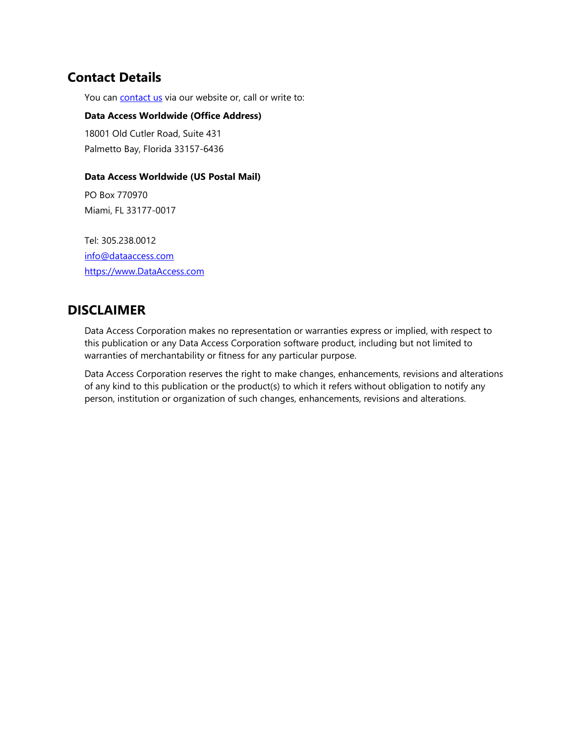## Contact Details

You can contact us via our website or, call or write to:

**Data Access Worldwide (Office Address)**

18001 Old Cutler Road, Suite 431
Palmetto Bay, Florida 33157-6436

**Data Access Worldwide (US Postal Mail)**

PO Box 770970
Miami, FL 33177-0017

Tel: 305.238.0012
info@dataaccess.com
https://www.DataAccess.com

## DISCLAIMER

Data Access Corporation makes no representation or warranties express or implied, with respect to this publication or any Data Access Corporation software product, including but not limited to warranties of merchantability or fitness for any particular purpose.

Data Access Corporation reserves the right to make changes, enhancements, revisions and alterations of any kind to this publication or the product(s) to which it refers without obligation to notify any person, institution or organization of such changes, enhancements, revisions and alterations.